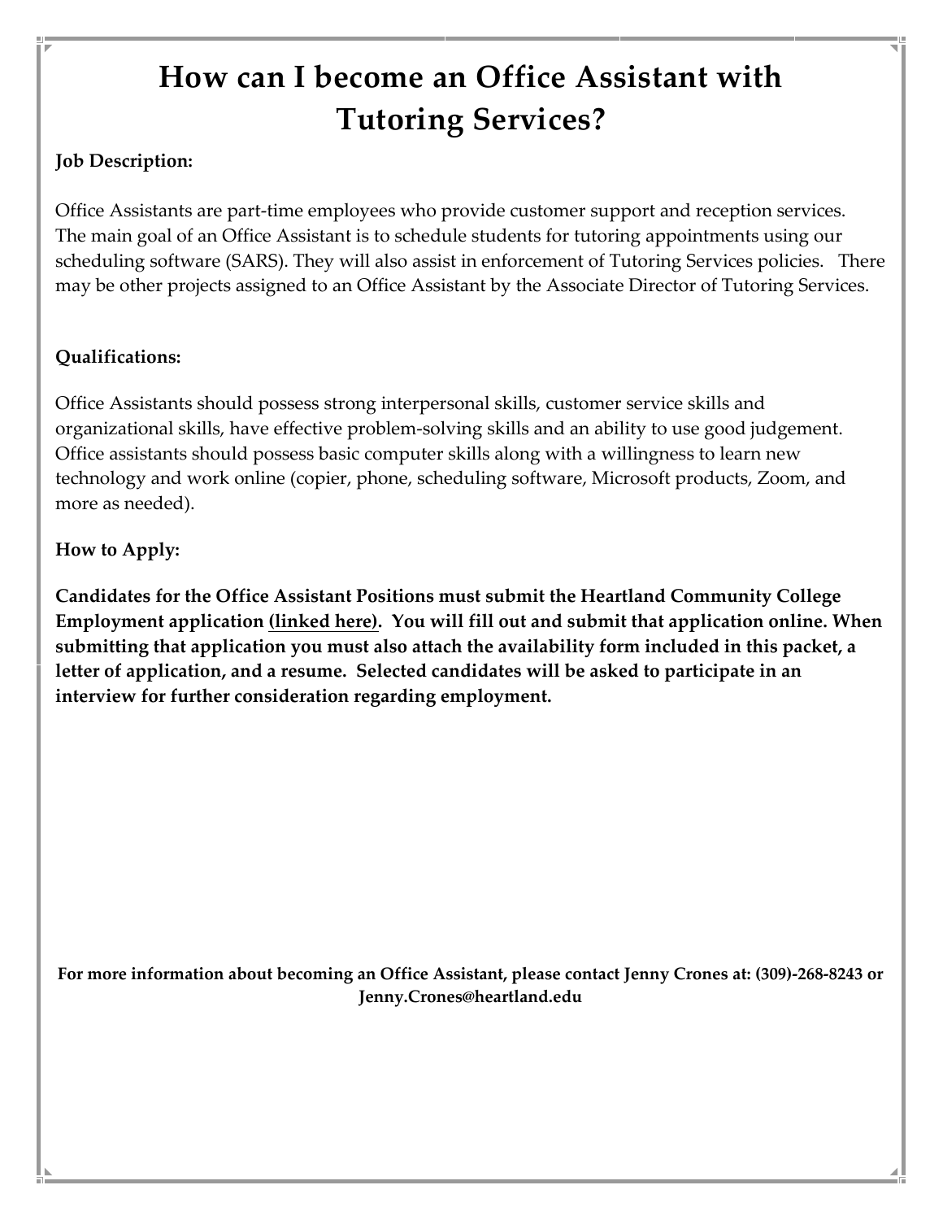# How can I become an Office Assistant with Tutoring Services?

**Job Description:**

Office Assistants are part-time employees who provide customer support and reception services. The main goal of an Office Assistant is to schedule students for tutoring appointments using our scheduling software (SARS). They will also assist in enforcement of Tutoring Services policies. There may be other projects assigned to an Office Assistant by the Associate Director of Tutoring Services.

**Qualifications:**

Office Assistants should possess strong interpersonal skills, customer service skills and organizational skills, have effective problem-solving skills and an ability to use good judgement. Office assistants should possess basic computer skills along with a willingness to learn new technology and work online (copier, phone, scheduling software, Microsoft products, Zoom, and more as needed).

**How to Apply:**

**Candidates for the Office Assistant Positions must submit the Heartland Community College Employment application (linked here). You will fill out and submit that application online. When submitting that application you must also attach the availability form included in this packet, a letter of application, and a resume. Selected candidates will be asked to participate in an interview for further consideration regarding employment.**

**For more information about becoming an Office Assistant, please contact Jenny Crones at: (309)-268-8243 or Jenny.Crones@heartland.edu**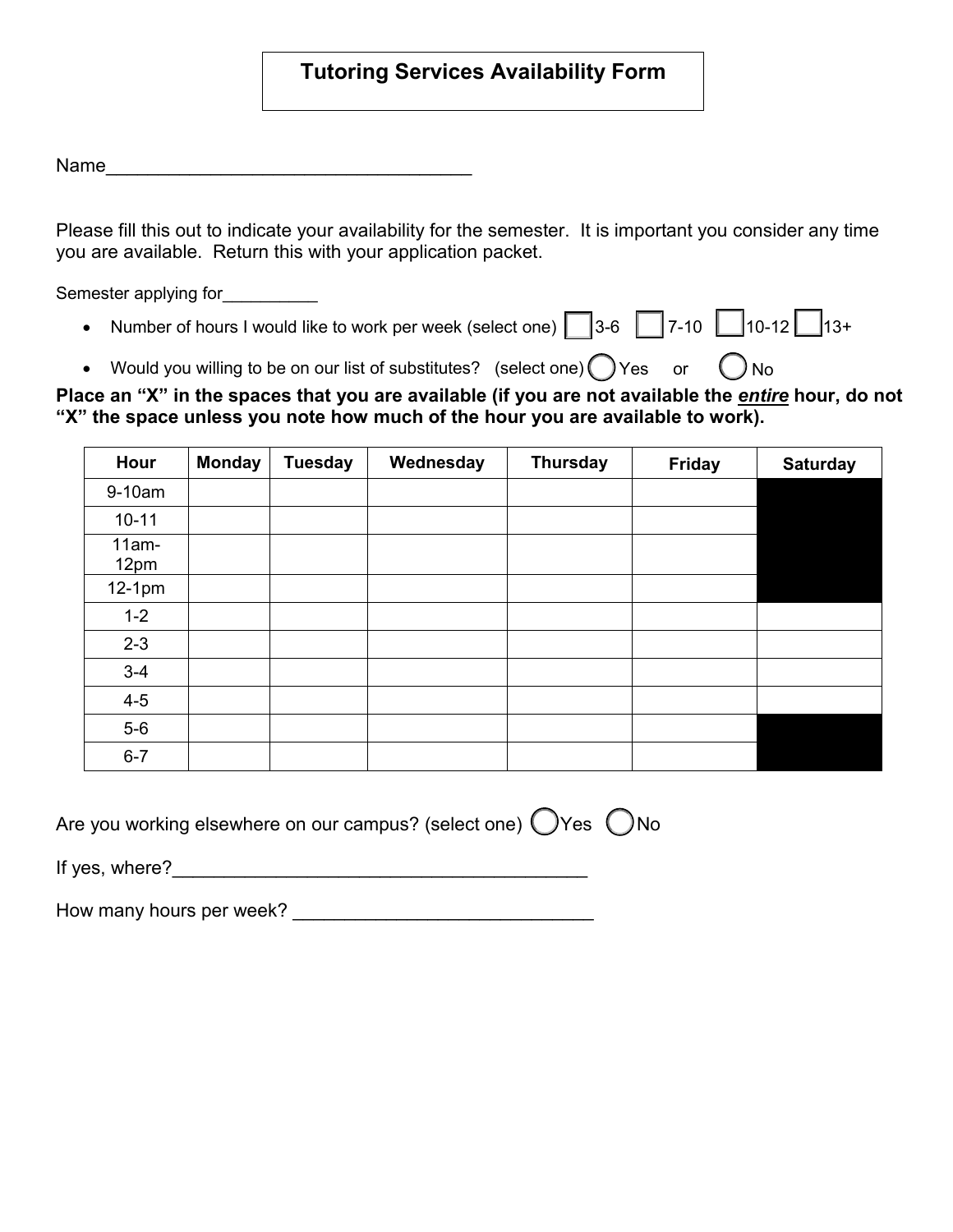# Tutoring Services Availability Form

Name___________________________________

Please fill this out to indicate your availability for the semester. It is important you consider any time you are available. Return this with your application packet.

Semester applying for__________

- Number of hours I would like to work per week (select one) ☐ 3-6 ☐ 7-10 ☐ 10-12 ☐ 13+
- Would you willing to be on our list of substitutes? (select one) ◯ Yes or ◯ No

**Place an "X" in the spaces that you are available (if you are not available the *entire* hour, do not "X" the space unless you note how much of the hour you are available to work).**

| Hour | Monday | Tuesday | Wednesday | Thursday | Friday | Saturday |
|---|---|---|---|---|---|---|
| 9-10am | | | | | | ■ |
| 10-11 | | | | | | ■ |
| 11am-12pm | | | | | | ■ |
| 12-1pm | | | | | | ■ |
| 1-2 | | | | | | |
| 2-3 | | | | | | |
| 3-4 | | | | | | |
| 4-5 | | | | | | |
| 5-6 | | | | | | ■ |
| 6-7 | | | | | | ■ |

Are you working elsewhere on our campus? (select one) ◯ Yes ◯ No

If yes, where?________________________________________

How many hours per week? _____________________________